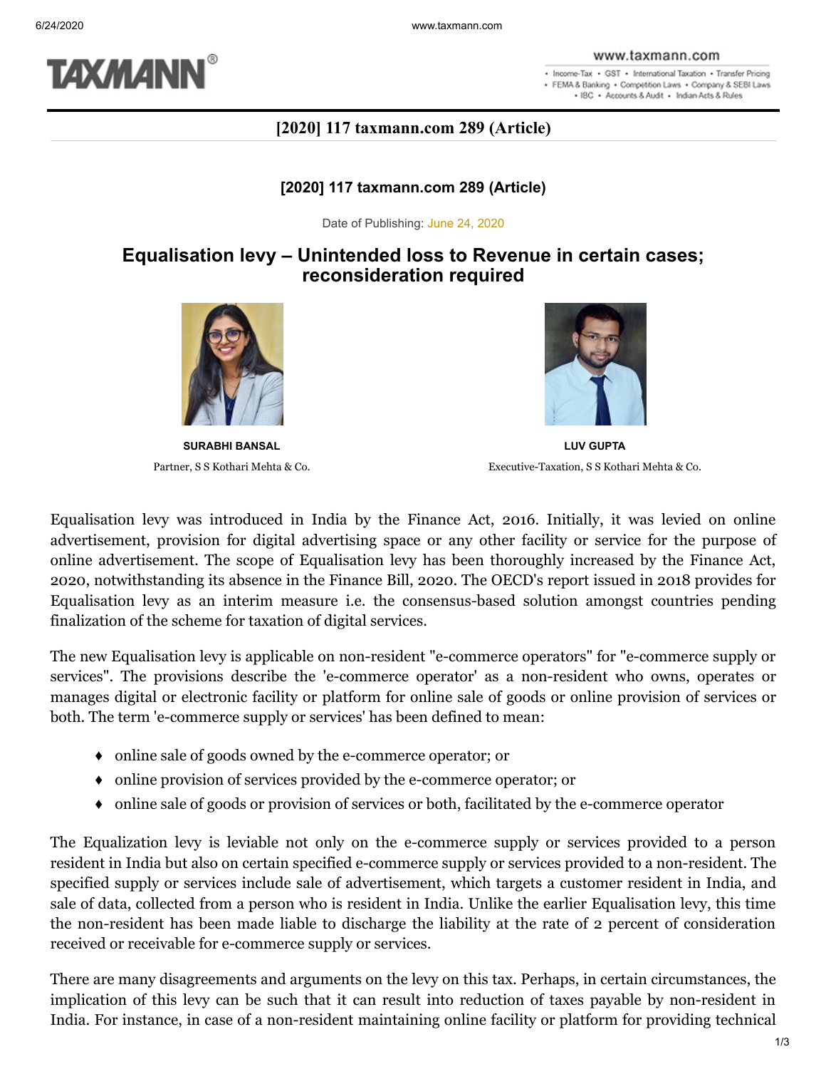**[2020] 117 taxmann.com 289 (Article)**

**[2020] 117 taxmann.com 289 (Article)**

Date of Publishing: June 24, 2020

# Equalisation levy – Unintended loss to Revenue in certain cases; reconsideration required

**SURABHI BANSAL**

Partner, S S Kothari Mehta & Co.

**LUV GUPTA**

Executive-Taxation, S S Kothari Mehta & Co.

Equalisation levy was introduced in India by the Finance Act, 2016. Initially, it was levied on online advertisement, provision for digital advertising space or any other facility or service for the purpose of online advertisement. The scope of Equalisation levy has been thoroughly increased by the Finance Act, 2020, notwithstanding its absence in the Finance Bill, 2020. The OECD's report issued in 2018 provides for Equalisation levy as an interim measure i.e. the consensus-based solution amongst countries pending finalization of the scheme for taxation of digital services.

The new Equalisation levy is applicable on non-resident "e-commerce operators" for "e-commerce supply or services". The provisions describe the 'e-commerce operator' as a non-resident who owns, operates or manages digital or electronic facility or platform for online sale of goods or online provision of services or both. The term 'e-commerce supply or services' has been defined to mean:

- online sale of goods owned by the e-commerce operator; or
- online provision of services provided by the e-commerce operator; or
- online sale of goods or provision of services or both, facilitated by the e-commerce operator

The Equalization levy is leviable not only on the e-commerce supply or services provided to a person resident in India but also on certain specified e-commerce supply or services provided to a non-resident. The specified supply or services include sale of advertisement, which targets a customer resident in India, and sale of data, collected from a person who is resident in India. Unlike the earlier Equalisation levy, this time the non-resident has been made liable to discharge the liability at the rate of 2 percent of consideration received or receivable for e-commerce supply or services.

There are many disagreements and arguments on the levy on this tax. Perhaps, in certain circumstances, the implication of this levy can be such that it can result into reduction of taxes payable by non-resident in India. For instance, in case of a non-resident maintaining online facility or platform for providing technical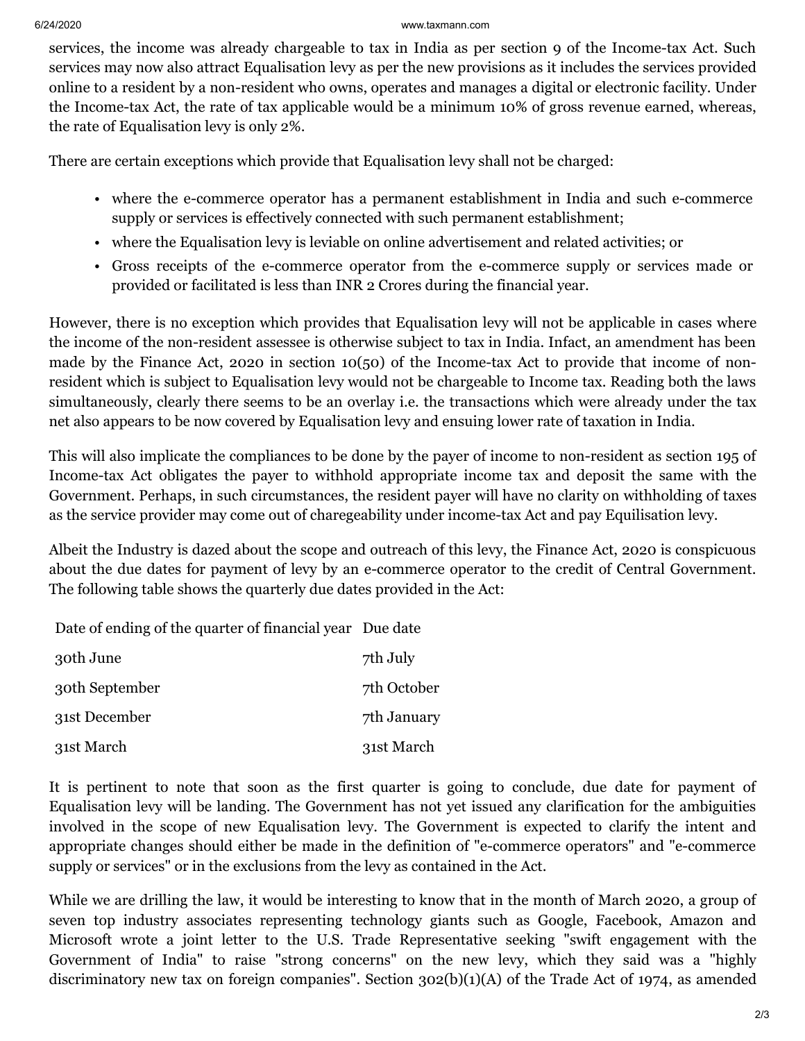services, the income was already chargeable to tax in India as per section 9 of the Income-tax Act. Such services may now also attract Equalisation levy as per the new provisions as it includes the services provided online to a resident by a non-resident who owns, operates and manages a digital or electronic facility. Under the Income-tax Act, the rate of tax applicable would be a minimum 10% of gross revenue earned, whereas, the rate of Equalisation levy is only 2%.

There are certain exceptions which provide that Equalisation levy shall not be charged:

- where the e-commerce operator has a permanent establishment in India and such e-commerce supply or services is effectively connected with such permanent establishment;
- where the Equalisation levy is leviable on online advertisement and related activities; or
- Gross receipts of the e-commerce operator from the e-commerce supply or services made or provided or facilitated is less than INR 2 Crores during the financial year.

However, there is no exception which provides that Equalisation levy will not be applicable in cases where the income of the non-resident assessee is otherwise subject to tax in India. Infact, an amendment has been made by the Finance Act, 2020 in section 10(50) of the Income-tax Act to provide that income of non-resident which is subject to Equalisation levy would not be chargeable to Income tax. Reading both the laws simultaneously, clearly there seems to be an overlay i.e. the transactions which were already under the tax net also appears to be now covered by Equalisation levy and ensuing lower rate of taxation in India.

This will also implicate the compliances to be done by the payer of income to non-resident as section 195 of Income-tax Act obligates the payer to withhold appropriate income tax and deposit the same with the Government. Perhaps, in such circumstances, the resident payer will have no clarity on withholding of taxes as the service provider may come out of charegeability under income-tax Act and pay Equilisation levy.

Albeit the Industry is dazed about the scope and outreach of this levy, the Finance Act, 2020 is conspicuous about the due dates for payment of levy by an e-commerce operator to the credit of Central Government. The following table shows the quarterly due dates provided in the Act:

| Date of ending of the quarter of financial year | Due date |
| --- | --- |
| 30th June | 7th July |
| 30th September | 7th October |
| 31st December | 7th January |
| 31st March | 31st March |

It is pertinent to note that soon as the first quarter is going to conclude, due date for payment of Equalisation levy will be landing. The Government has not yet issued any clarification for the ambiguities involved in the scope of new Equalisation levy. The Government is expected to clarify the intent and appropriate changes should either be made in the definition of "e-commerce operators" and "e-commerce supply or services" or in the exclusions from the levy as contained in the Act.

While we are drilling the law, it would be interesting to know that in the month of March 2020, a group of seven top industry associates representing technology giants such as Google, Facebook, Amazon and Microsoft wrote a joint letter to the U.S. Trade Representative seeking "swift engagement with the Government of India" to raise "strong concerns" on the new levy, which they said was a "highly discriminatory new tax on foreign companies". Section 302(b)(1)(A) of the Trade Act of 1974, as amended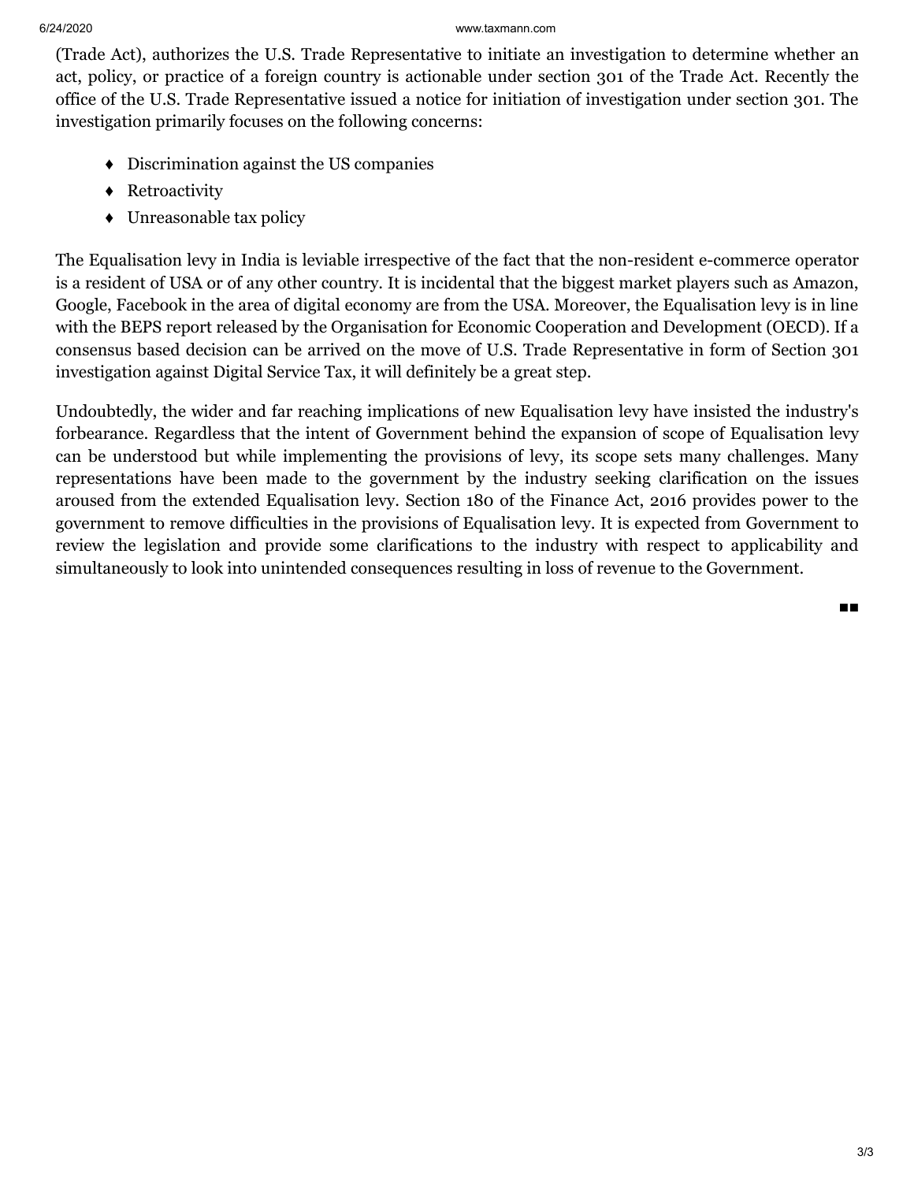(Trade Act), authorizes the U.S. Trade Representative to initiate an investigation to determine whether an act, policy, or practice of a foreign country is actionable under section 301 of the Trade Act. Recently the office of the U.S. Trade Representative issued a notice for initiation of investigation under section 301. The investigation primarily focuses on the following concerns:

- Discrimination against the US companies
- Retroactivity
- Unreasonable tax policy

The Equalisation levy in India is leviable irrespective of the fact that the non-resident e-commerce operator is a resident of USA or of any other country. It is incidental that the biggest market players such as Amazon, Google, Facebook in the area of digital economy are from the USA. Moreover, the Equalisation levy is in line with the BEPS report released by the Organisation for Economic Cooperation and Development (OECD). If a consensus based decision can be arrived on the move of U.S. Trade Representative in form of Section 301 investigation against Digital Service Tax, it will definitely be a great step.

Undoubtedly, the wider and far reaching implications of new Equalisation levy have insisted the industry's forbearance. Regardless that the intent of Government behind the expansion of scope of Equalisation levy can be understood but while implementing the provisions of levy, its scope sets many challenges. Many representations have been made to the government by the industry seeking clarification on the issues aroused from the extended Equalisation levy. Section 180 of the Finance Act, 2016 provides power to the government to remove difficulties in the provisions of Equalisation levy. It is expected from Government to review the legislation and provide some clarifications to the industry with respect to applicability and simultaneously to look into unintended consequences resulting in loss of revenue to the Government.

■■